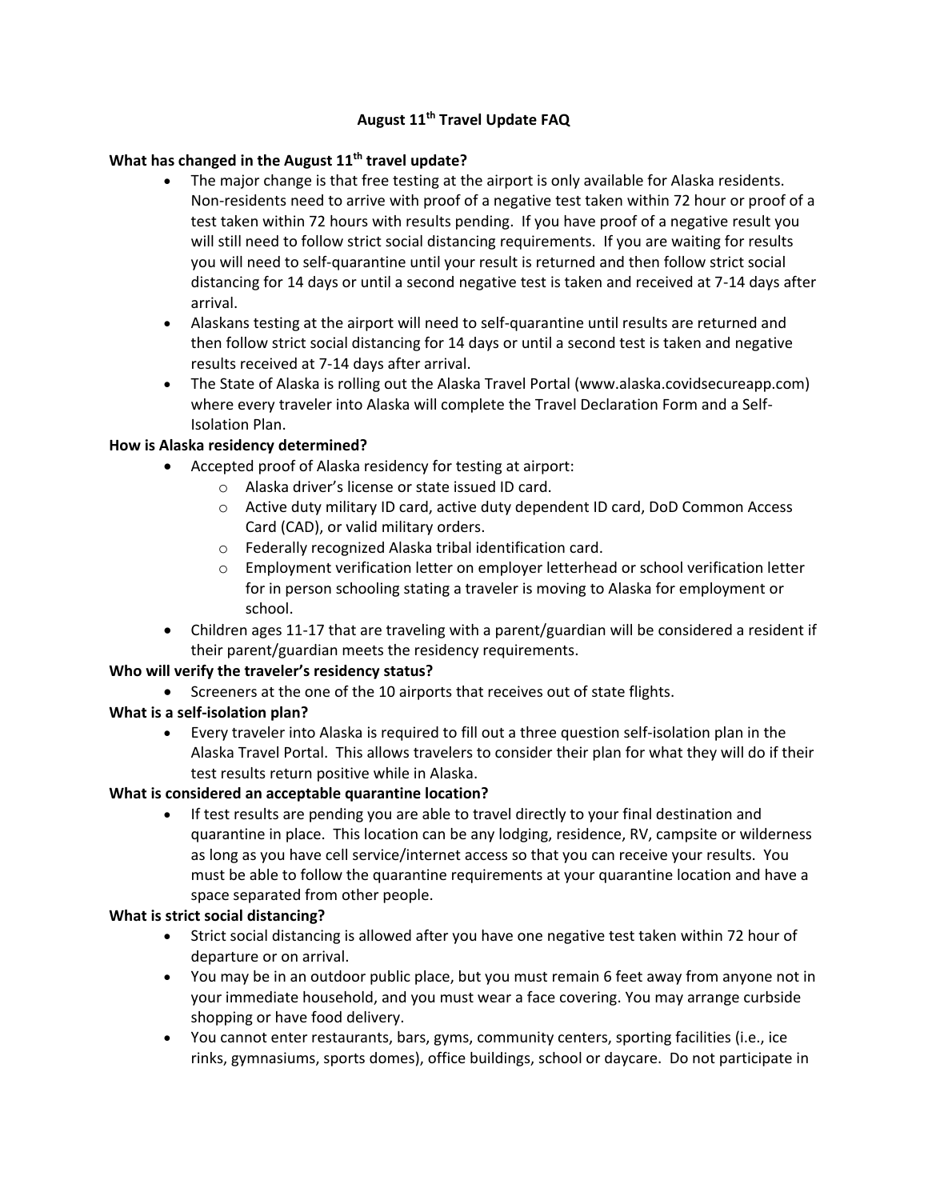# August 11th Travel Update FAQ

**What has changed in the August 11th travel update?**

- The major change is that free testing at the airport is only available for Alaska residents. Non-residents need to arrive with proof of a negative test taken within 72 hour or proof of a test taken within 72 hours with results pending. If you have proof of a negative result you will still need to follow strict social distancing requirements. If you are waiting for results you will need to self-quarantine until your result is returned and then follow strict social distancing for 14 days or until a second negative test is taken and received at 7-14 days after arrival.
- Alaskans testing at the airport will need to self-quarantine until results are returned and then follow strict social distancing for 14 days or until a second test is taken and negative results received at 7-14 days after arrival.
- The State of Alaska is rolling out the Alaska Travel Portal (www.alaska.covidsecureapp.com) where every traveler into Alaska will complete the Travel Declaration Form and a Self-Isolation Plan.

**How is Alaska residency determined?**

- Accepted proof of Alaska residency for testing at airport:
  - Alaska driver's license or state issued ID card.
  - Active duty military ID card, active duty dependent ID card, DoD Common Access Card (CAD), or valid military orders.
  - Federally recognized Alaska tribal identification card.
  - Employment verification letter on employer letterhead or school verification letter for in person schooling stating a traveler is moving to Alaska for employment or school.
- Children ages 11-17 that are traveling with a parent/guardian will be considered a resident if their parent/guardian meets the residency requirements.

**Who will verify the traveler's residency status?**

- Screeners at the one of the 10 airports that receives out of state flights.

**What is a self-isolation plan?**

- Every traveler into Alaska is required to fill out a three question self-isolation plan in the Alaska Travel Portal. This allows travelers to consider their plan for what they will do if their test results return positive while in Alaska.

**What is considered an acceptable quarantine location?**

- If test results are pending you are able to travel directly to your final destination and quarantine in place. This location can be any lodging, residence, RV, campsite or wilderness as long as you have cell service/internet access so that you can receive your results. You must be able to follow the quarantine requirements at your quarantine location and have a space separated from other people.

**What is strict social distancing?**

- Strict social distancing is allowed after you have one negative test taken within 72 hour of departure or on arrival.
- You may be in an outdoor public place, but you must remain 6 feet away from anyone not in your immediate household, and you must wear a face covering. You may arrange curbside shopping or have food delivery.
- You cannot enter restaurants, bars, gyms, community centers, sporting facilities (i.e., ice rinks, gymnasiums, sports domes), office buildings, school or daycare. Do not participate in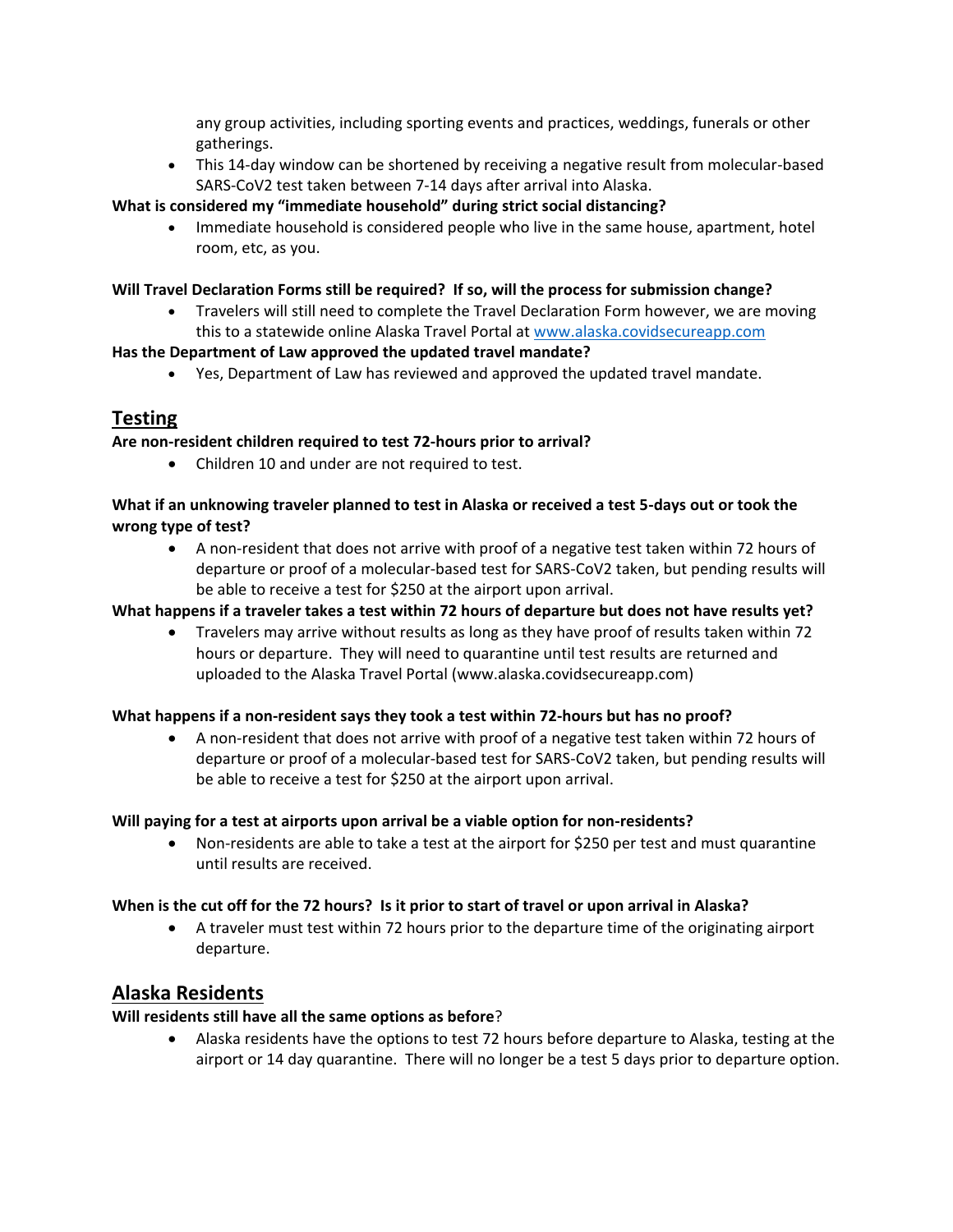any group activities, including sporting events and practices, weddings, funerals or other gatherings.

- This 14-day window can be shortened by receiving a negative result from molecular-based SARS-CoV2 test taken between 7-14 days after arrival into Alaska.

**What is considered my "immediate household" during strict social distancing?**

- Immediate household is considered people who live in the same house, apartment, hotel room, etc, as you.

**Will Travel Declaration Forms still be required? If so, will the process for submission change?**

- Travelers will still need to complete the Travel Declaration Form however, we are moving this to a statewide online Alaska Travel Portal at [www.alaska.covidsecureapp.com](www.alaska.covidsecureapp.com)

**Has the Department of Law approved the updated travel mandate?**

- Yes, Department of Law has reviewed and approved the updated travel mandate.

## Testing

**Are non-resident children required to test 72-hours prior to arrival?**

- Children 10 and under are not required to test.

**What if an unknowing traveler planned to test in Alaska or received a test 5-days out or took the wrong type of test?**

- A non-resident that does not arrive with proof of a negative test taken within 72 hours of departure or proof of a molecular-based test for SARS-CoV2 taken, but pending results will be able to receive a test for $250 at the airport upon arrival.

**What happens if a traveler takes a test within 72 hours of departure but does not have results yet?**

- Travelers may arrive without results as long as they have proof of results taken within 72 hours or departure. They will need to quarantine until test results are returned and uploaded to the Alaska Travel Portal (www.alaska.covidsecureapp.com)

**What happens if a non-resident says they took a test within 72-hours but has no proof?**

- A non-resident that does not arrive with proof of a negative test taken within 72 hours of departure or proof of a molecular-based test for SARS-CoV2 taken, but pending results will be able to receive a test for $250 at the airport upon arrival.

**Will paying for a test at airports upon arrival be a viable option for non-residents?**

- Non-residents are able to take a test at the airport for $250 per test and must quarantine until results are received.

**When is the cut off for the 72 hours? Is it prior to start of travel or upon arrival in Alaska?**

- A traveler must test within 72 hours prior to the departure time of the originating airport departure.

## Alaska Residents

**Will residents still have all the same options as before**?

- Alaska residents have the options to test 72 hours before departure to Alaska, testing at the airport or 14 day quarantine. There will no longer be a test 5 days prior to departure option.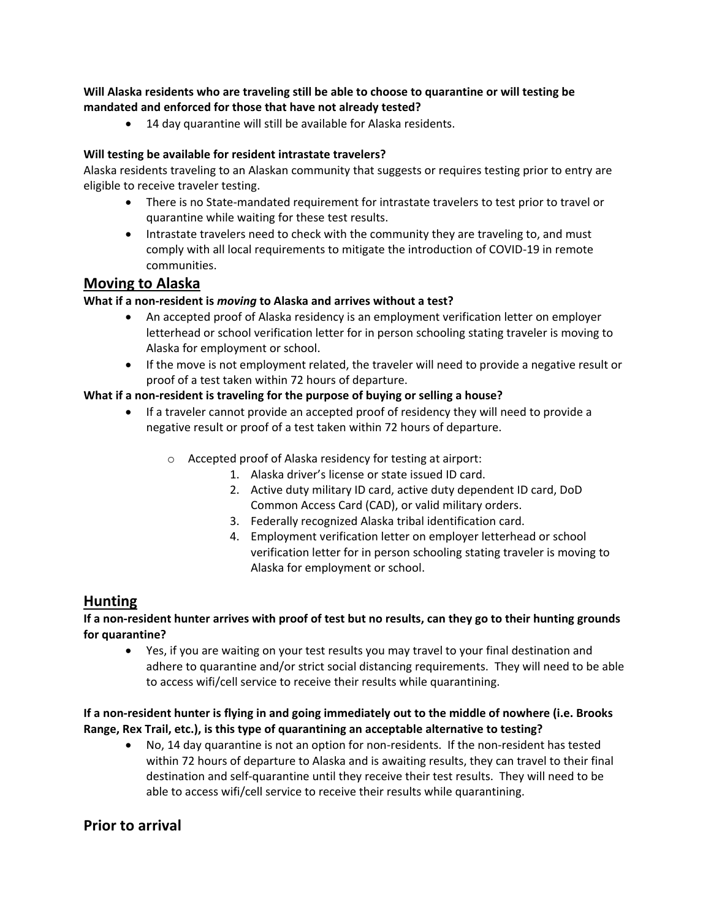**Will Alaska residents who are traveling still be able to choose to quarantine or will testing be mandated and enforced for those that have not already tested?**

- 14 day quarantine will still be available for Alaska residents.

**Will testing be available for resident intrastate travelers?**

Alaska residents traveling to an Alaskan community that suggests or requires testing prior to entry are eligible to receive traveler testing.

- There is no State-mandated requirement for intrastate travelers to test prior to travel or quarantine while waiting for these test results.
- Intrastate travelers need to check with the community they are traveling to, and must comply with all local requirements to mitigate the introduction of COVID-19 in remote communities.

## Moving to Alaska

**What if a non-resident is *moving* to Alaska and arrives without a test?**

- An accepted proof of Alaska residency is an employment verification letter on employer letterhead or school verification letter for in person schooling stating traveler is moving to Alaska for employment or school.
- If the move is not employment related, the traveler will need to provide a negative result or proof of a test taken within 72 hours of departure.

**What if a non-resident is traveling for the purpose of buying or selling a house?**

- If a traveler cannot provide an accepted proof of residency they will need to provide a negative result or proof of a test taken within 72 hours of departure.
    - Accepted proof of Alaska residency for testing at airport:
        1. Alaska driver's license or state issued ID card.
        2. Active duty military ID card, active duty dependent ID card, DoD Common Access Card (CAD), or valid military orders.
        3. Federally recognized Alaska tribal identification card.
        4. Employment verification letter on employer letterhead or school verification letter for in person schooling stating traveler is moving to Alaska for employment or school.

## Hunting

**If a non-resident hunter arrives with proof of test but no results, can they go to their hunting grounds for quarantine?**

- Yes, if you are waiting on your test results you may travel to your final destination and adhere to quarantine and/or strict social distancing requirements. They will need to be able to access wifi/cell service to receive their results while quarantining.

**If a non-resident hunter is flying in and going immediately out to the middle of nowhere (i.e. Brooks Range, Rex Trail, etc.), is this type of quarantining an acceptable alternative to testing?**

- No, 14 day quarantine is not an option for non-residents. If the non-resident has tested within 72 hours of departure to Alaska and is awaiting results, they can travel to their final destination and self-quarantine until they receive their test results. They will need to be able to access wifi/cell service to receive their results while quarantining.

## Prior to arrival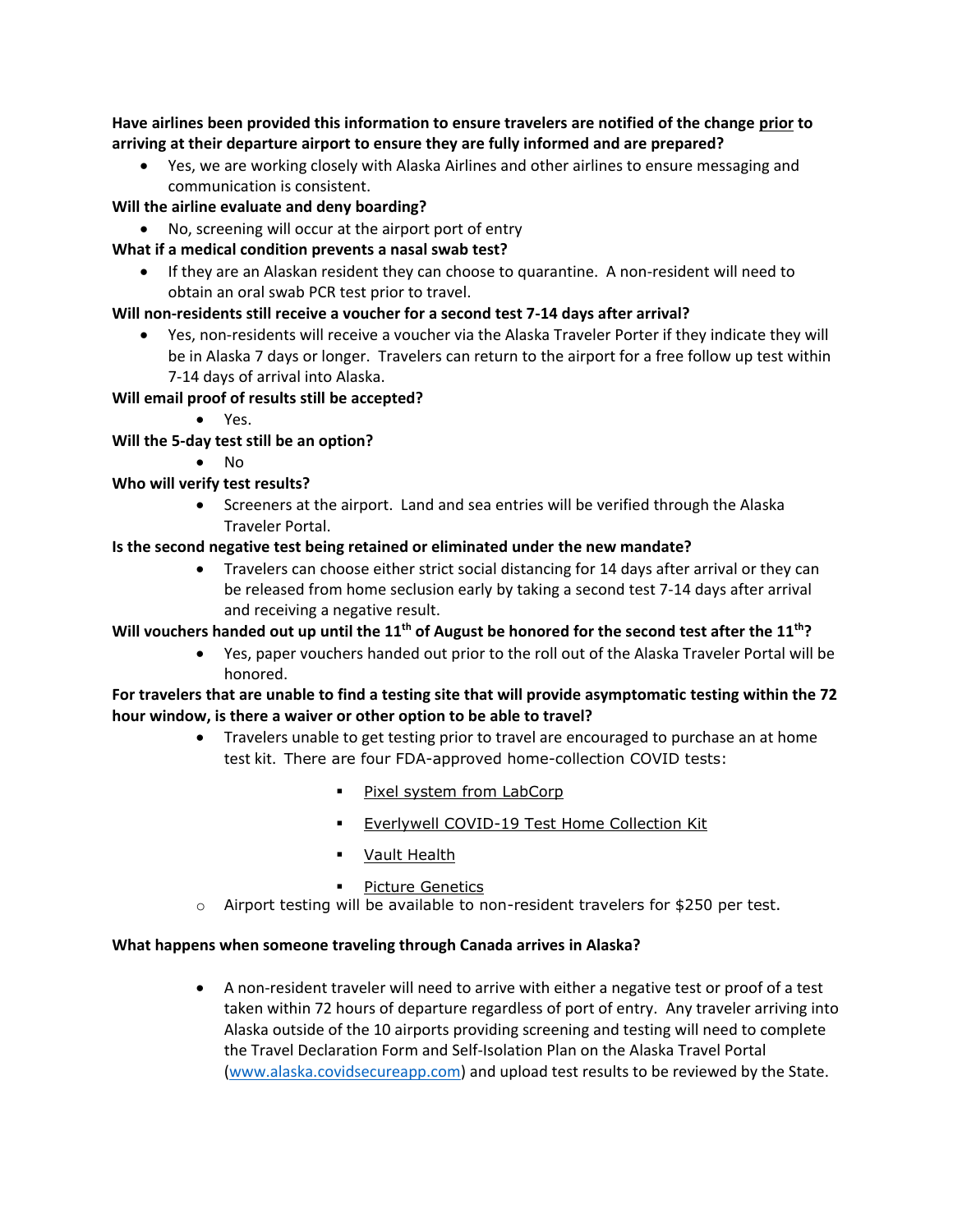**Have airlines been provided this information to ensure travelers are notified of the change prior to arriving at their departure airport to ensure they are fully informed and are prepared?**

- Yes, we are working closely with Alaska Airlines and other airlines to ensure messaging and communication is consistent.

**Will the airline evaluate and deny boarding?**

- No, screening will occur at the airport port of entry

**What if a medical condition prevents a nasal swab test?**

- If they are an Alaskan resident they can choose to quarantine. A non-resident will need to obtain an oral swab PCR test prior to travel.

**Will non-residents still receive a voucher for a second test 7-14 days after arrival?**

- Yes, non-residents will receive a voucher via the Alaska Traveler Porter if they indicate they will be in Alaska 7 days or longer. Travelers can return to the airport for a free follow up test within 7-14 days of arrival into Alaska.

**Will email proof of results still be accepted?**

- Yes.

**Will the 5-day test still be an option?**

- No

**Who will verify test results?**

- Screeners at the airport. Land and sea entries will be verified through the Alaska Traveler Portal.

**Is the second negative test being retained or eliminated under the new mandate?**

- Travelers can choose either strict social distancing for 14 days after arrival or they can be released from home seclusion early by taking a second test 7-14 days after arrival and receiving a negative result.

**Will vouchers handed out up until the 11th of August be honored for the second test after the 11th?**

- Yes, paper vouchers handed out prior to the roll out of the Alaska Traveler Portal will be honored.

**For travelers that are unable to find a testing site that will provide asymptomatic testing within the 72 hour window, is there a waiver or other option to be able to travel?**

- Travelers unable to get testing prior to travel are encouraged to purchase an at home test kit. There are four FDA-approved home-collection COVID tests:
  - Pixel system from LabCorp
  - Everlywell COVID-19 Test Home Collection Kit
  - Vault Health
  - Picture Genetics
- Airport testing will be available to non-resident travelers for $250 per test.

**What happens when someone traveling through Canada arrives in Alaska?**

- A non-resident traveler will need to arrive with either a negative test or proof of a test taken within 72 hours of departure regardless of port of entry. Any traveler arriving into Alaska outside of the 10 airports providing screening and testing will need to complete the Travel Declaration Form and Self-Isolation Plan on the Alaska Travel Portal (www.alaska.covidsecureapp.com) and upload test results to be reviewed by the State.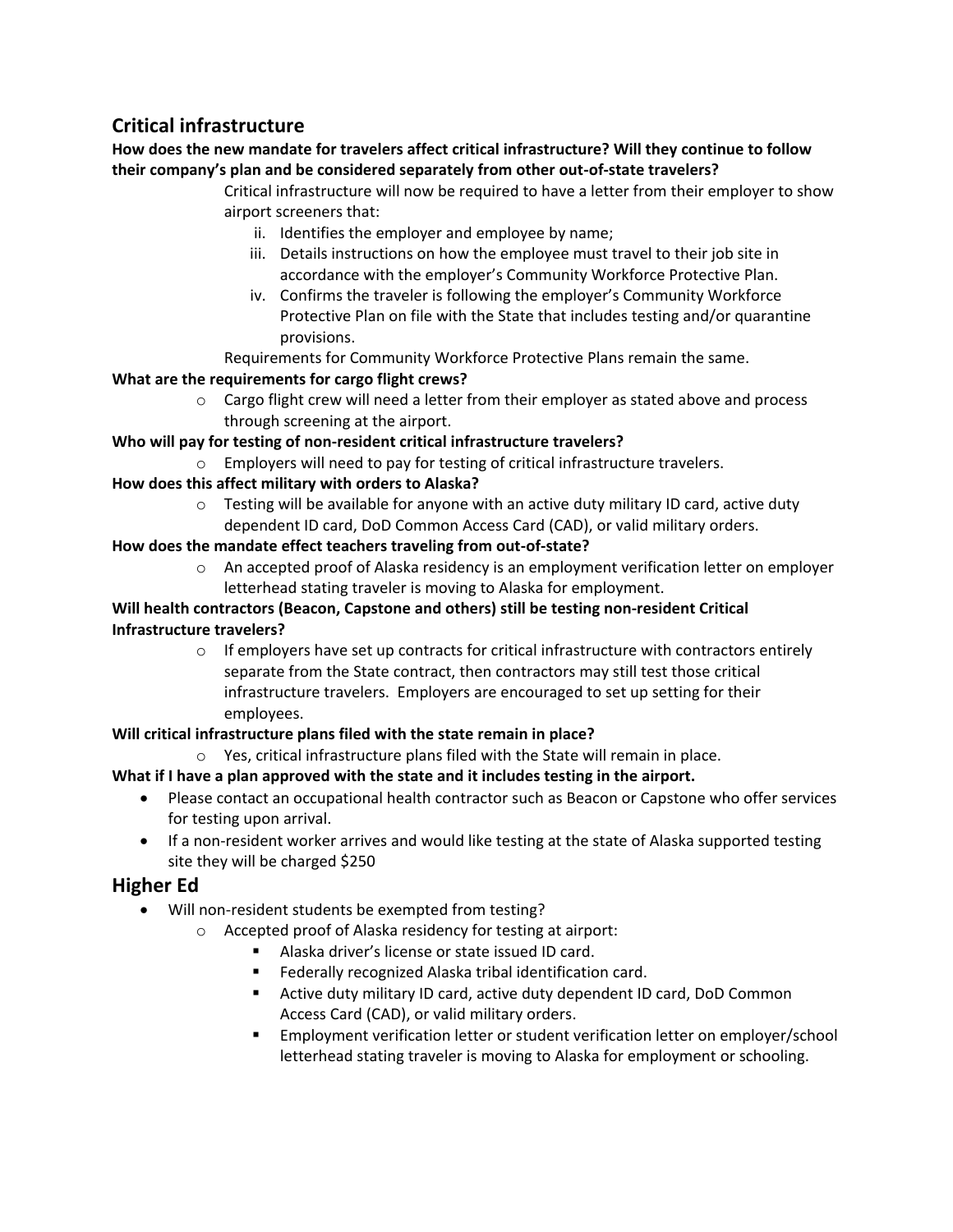## Critical infrastructure

**How does the new mandate for travelers affect critical infrastructure? Will they continue to follow their company's plan and be considered separately from other out-of-state travelers?**

Critical infrastructure will now be required to have a letter from their employer to show airport screeners that:

ii. Identifies the employer and employee by name;

iii. Details instructions on how the employee must travel to their job site in accordance with the employer's Community Workforce Protective Plan.

iv. Confirms the traveler is following the employer's Community Workforce Protective Plan on file with the State that includes testing and/or quarantine provisions.

Requirements for Community Workforce Protective Plans remain the same.

**What are the requirements for cargo flight crews?**

- Cargo flight crew will need a letter from their employer as stated above and process through screening at the airport.

**Who will pay for testing of non-resident critical infrastructure travelers?**

- Employers will need to pay for testing of critical infrastructure travelers.

**How does this affect military with orders to Alaska?**

- Testing will be available for anyone with an active duty military ID card, active duty dependent ID card, DoD Common Access Card (CAD), or valid military orders.

**How does the mandate effect teachers traveling from out-of-state?**

- An accepted proof of Alaska residency is an employment verification letter on employer letterhead stating traveler is moving to Alaska for employment.

**Will health contractors (Beacon, Capstone and others) still be testing non-resident Critical Infrastructure travelers?**

- If employers have set up contracts for critical infrastructure with contractors entirely separate from the State contract, then contractors may still test those critical infrastructure travelers. Employers are encouraged to set up setting for their employees.

**Will critical infrastructure plans filed with the state remain in place?**

- Yes, critical infrastructure plans filed with the State will remain in place.

**What if I have a plan approved with the state and it includes testing in the airport.**

- Please contact an occupational health contractor such as Beacon or Capstone who offer services for testing upon arrival.
- If a non-resident worker arrives and would like testing at the state of Alaska supported testing site they will be charged $250

## Higher Ed

- Will non-resident students be exempted from testing?
  - Accepted proof of Alaska residency for testing at airport:
    - Alaska driver's license or state issued ID card.
    - Federally recognized Alaska tribal identification card.
    - Active duty military ID card, active duty dependent ID card, DoD Common Access Card (CAD), or valid military orders.
    - Employment verification letter or student verification letter on employer/school letterhead stating traveler is moving to Alaska for employment or schooling.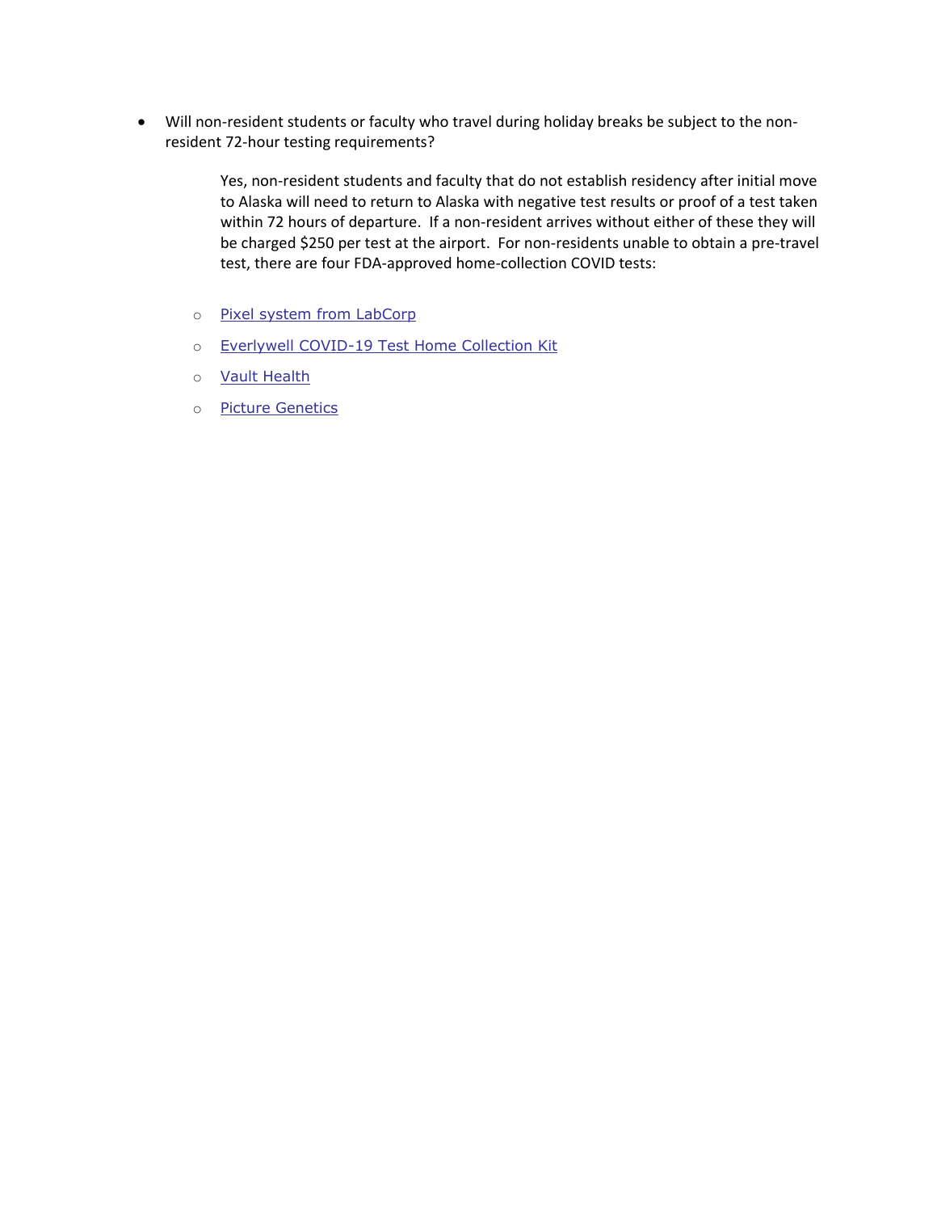- Will non-resident students or faculty who travel during holiday breaks be subject to the non-resident 72-hour testing requirements?

  Yes, non-resident students and faculty that do not establish residency after initial move to Alaska will need to return to Alaska with negative test results or proof of a test taken within 72 hours of departure. If a non-resident arrives without either of these they will be charged $250 per test at the airport. For non-residents unable to obtain a pre-travel test, there are four FDA-approved home-collection COVID tests:

  - Pixel system from LabCorp
  - Everlywell COVID-19 Test Home Collection Kit
  - Vault Health
  - Picture Genetics